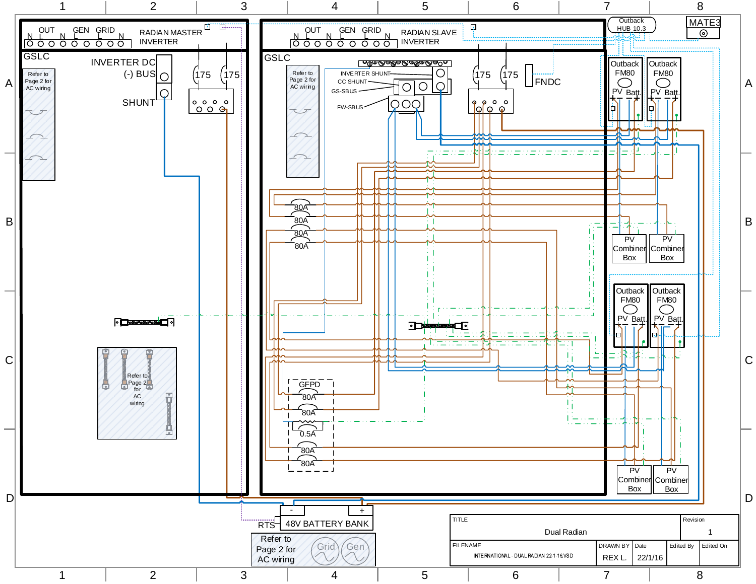RADIAN MASTER INVERTER

OUT N L GEN L GRID L N

GSLC

Refer to Page 2 for AC wiring

INVERTER DC (-) BUS

SHUNT

175 175

RADIAN SLAVE INVERTER

OUT N L GEN L GRID L N

GSLC

Refer to Page 2 for AC wiring

INVERTER SHUNT

CC SHUNT

GS-SBUS

FW-SBUS

175 175

FNDC

Outback HUB 10.3

MATE3

Outback FM80 PV Batt.

Outback FM80 PV Batt.

80A

80A

80A

80A

PV Combiner Box

PV Combiner Box

Outback FM80 PV Batt.

Outback FM80 PV Batt.

Refer to Page 2 for AC wiring

GFPD

80A

80A

0.5A

80A

80A

PV Combiner Box

PV Combiner Box

RTS

- +

48V BATTERY BANK

Refer to Page 2 for AC wiring

Grid Gen

| TITLE | | | | Revision |
|---|---|---|---|---|
| Dual Radian | | | | 1 |
| FILENAME | DRAWN BY | Date | Edited By | Edited On |
| INTERNATIONAL - DUAL RADIAN 22-1-16.VSD | REX L. | 22/1/16 | | |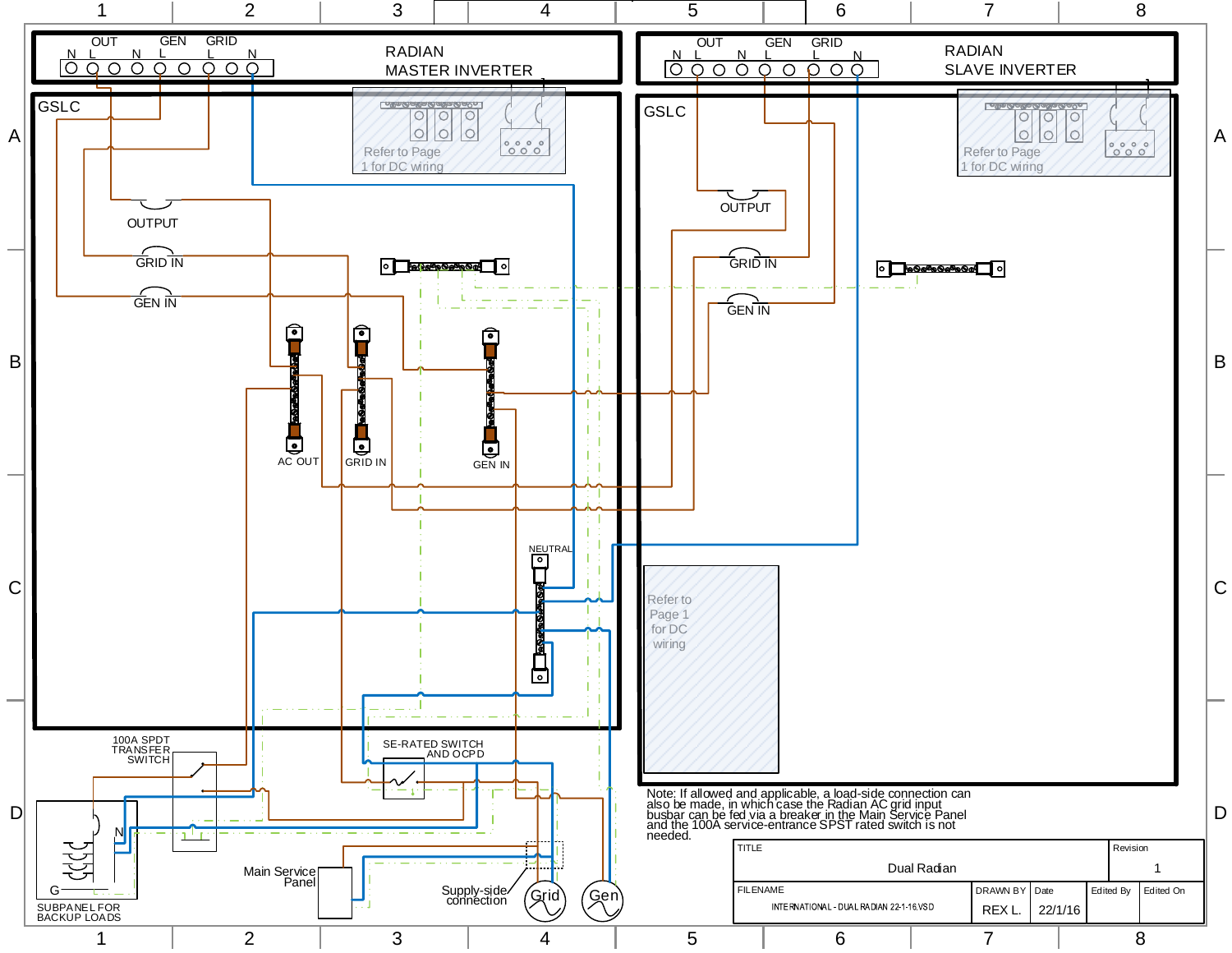RADIAN MASTER INVERTER

OUT N L · GEN N L · GRID L N

RADIAN SLAVE INVERTER

OUT N L · GEN N L · GRID L N

GSLC

Refer to Page 1 for DC wiring

OUTPUT

GRID IN

GEN IN

AC OUT

GRID IN

GEN IN

NEUTRAL

Refer to Page 1 for DC wiring

100A SPDT TRANSFER SWITCH

SE-RATED SWITCH AND OCPD

SUBPANEL FOR BACKUP LOADS

Main Service Panel

Supply-side connection

Grid

Gen

Note: If allowed and applicable, a load-side connection can also be made, in which case the Radian AC grid input busbar can be fed via a breaker in the Main Service Panel and the 100A service-entrance SPST rated switch is not needed.

| TITLE | | | Revision | |
|---|---|---|---|---|
| Dual Radian | | | 1 | |
| FILENAME | DRAWN BY | Date | Edited By | Edited On |
| INTERNATIONAL - DUAL RADIAN 22-1-16.VSD | REX L. | 22/1/16 | | |